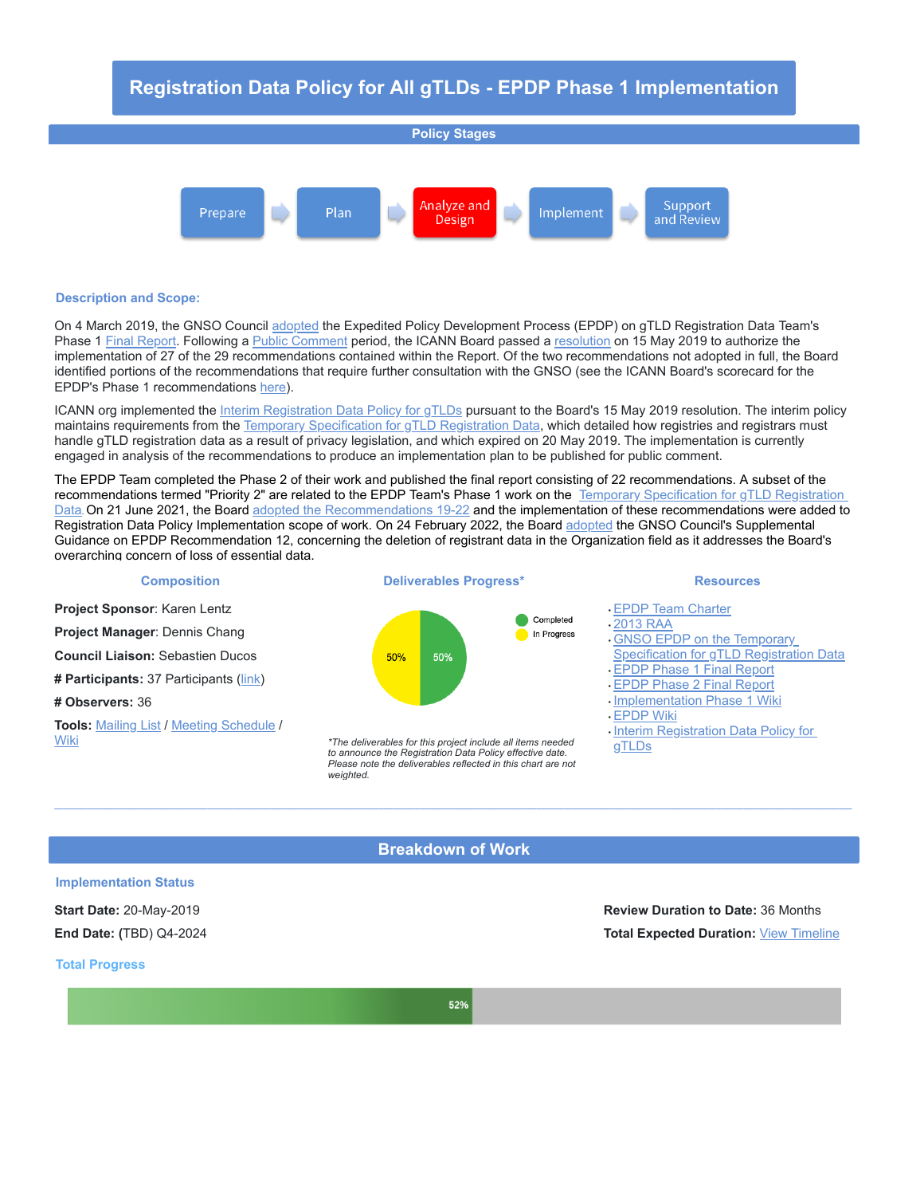# Registration Data Policy for All gTLDs - EPDP Phase 1 Implementation

## Policy Stages

Prepare → Plan → Analyze and Design → Implement → Support and Review

### Description and Scope:

On 4 March 2019, the GNSO Council adopted the Expedited Policy Development Process (EPDP) on gTLD Registration Data Team's Phase 1 Final Report. Following a Public Comment period, the ICANN Board passed a resolution on 15 May 2019 to authorize the implementation of 27 of the 29 recommendations contained within the Report. Of the two recommendations not adopted in full, the Board identified portions of the recommendations that require further consultation with the GNSO (see the ICANN Board's scorecard for the EPDP's Phase 1 recommendations here).

ICANN org implemented the Interim Registration Data Policy for gTLDs pursuant to the Board's 15 May 2019 resolution. The interim policy maintains requirements from the Temporary Specification for gTLD Registration Data, which detailed how registries and registrars must handle gTLD registration data as a result of privacy legislation, and which expired on 20 May 2019. The implementation is currently engaged in analysis of the recommendations to produce an implementation plan to be published for public comment.

The EPDP Team completed the Phase 2 of their work and published the final report consisting of 22 recommendations. A subset of the recommendations termed "Priority 2" are related to the EPDP Team's Phase 1 work on the Temporary Specification for gTLD Registration Data. On 21 June 2021, the Board adopted the Recommendations 19-22 and the implementation of these recommendations were added to Registration Data Policy Implementation scope of work. On 24 February 2022, the Board adopted the GNSO Council's Supplemental Guidance on EPDP Recommendation 12, concerning the deletion of registrant data in the Organization field as it addresses the Board's overarching concern of loss of essential data.

### Composition

**Project Sponsor**: Karen Lentz

**Project Manager**: Dennis Chang

**Council Liaison:** Sebastien Ducos

**# Participants:** 37 Participants (link)

**# Observers:** 36

**Tools:** Mailing List / Meeting Schedule / Wiki

### Deliverables Progress*

- Completed: 50%
- In Progress: 50%

*\*The deliverables for this project include all items needed to announce the Registration Data Policy effective date. Please note the deliverables reflected in this chart are not weighted.*

### Resources

- EPDP Team Charter
- 2013 RAA
- GNSO EPDP on the Temporary Specification for gTLD Registration Data
- EPDP Phase 1 Final Report
- EPDP Phase 2 Final Report
- Implementation Phase 1 Wiki
- EPDP Wiki
- Interim Registration Data Policy for gTLDs

---

## Breakdown of Work

### Implementation Status

**Start Date:** 20-May-2019

**End Date:** (TBD) Q4-2024

**Review Duration to Date:** 36 Months

**Total Expected Duration:** View Timeline

### Total Progress

52%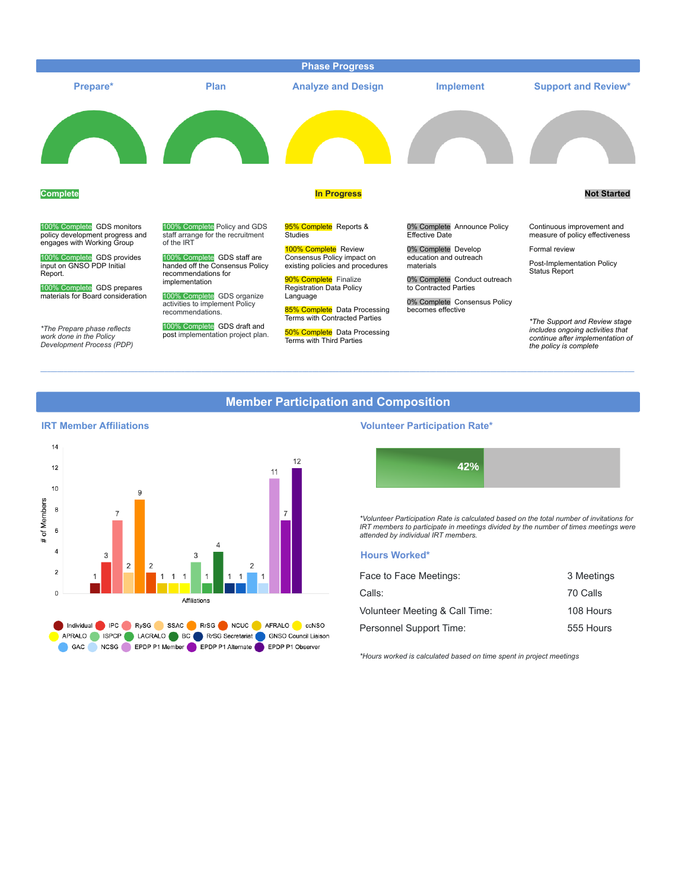## Phase Progress

### Prepare*

**Complete**

100% Complete GDS monitors policy development progress and engages with Working Group

100% Complete GDS provides input on GNSO PDP Initial Report.

100% Complete GDS prepares materials for Board consideration

*\*The Prepare phase reflects work done in the Policy Development Process (PDP)*

### Plan

100% Complete Policy and GDS staff arrange for the recruitment of the IRT

100% Complete GDS staff are handed off the Consensus Policy recommendations for implementation

100% Complete GDS organize activities to implement Policy recommendations.

100% Complete GDS draft and post implementation project plan.

### Analyze and Design

**In Progress**

95% Complete Reports & Studies

100% Complete Review Consensus Policy impact on existing policies and procedures

90% Complete Finalize Registration Data Policy Language

85% Complete Data Processing Terms with Contracted Parties

50% Complete Data Processing Terms with Third Parties

### Implement

0% Complete Announce Policy Effective Date

0% Complete Develop education and outreach materials

0% Complete Conduct outreach to Contracted Parties

0% Complete Consensus Policy becomes effective

### Support and Review*

**Not Started**

Continuous improvement and measure of policy effectiveness

Formal review

Post-Implementation Policy Status Report

*\*The Support and Review stage includes ongoing activities that continue after implementation of the policy is complete*

## Member Participation and Composition

### IRT Member Affiliations

# of Members

Affiliations

1, 3, 7, 2, 9, 2, 1, 1, 1, 3, 1, 4, 1, 1, 2, 1, 11, 7, 12

Individual, IPC, RySG, SSAC, RrSG, NCUC, AFRALO, ccNSO, APRALO, ISPCP, LACRALO, BC, RrSG Secretariat, GNSO Council Liaison, GAC, NCSG, EPDP P1 Member, EPDP P1 Alternate, EPDP P1 Observer

### Volunteer Participation Rate*

42%

*\*Volunteer Participation Rate is calculated based on the total number of invitations for IRT members to participate in meetings divided by the number of times meetings were attended by individual IRT members.*

### Hours Worked*

| | |
|---|---|
| Face to Face Meetings: | 3 Meetings |
| Calls: | 70 Calls |
| Volunteer Meeting & Call Time: | 108 Hours |
| Personnel Support Time: | 555 Hours |

*\*Hours worked is calculated based on time spent in project meetings*